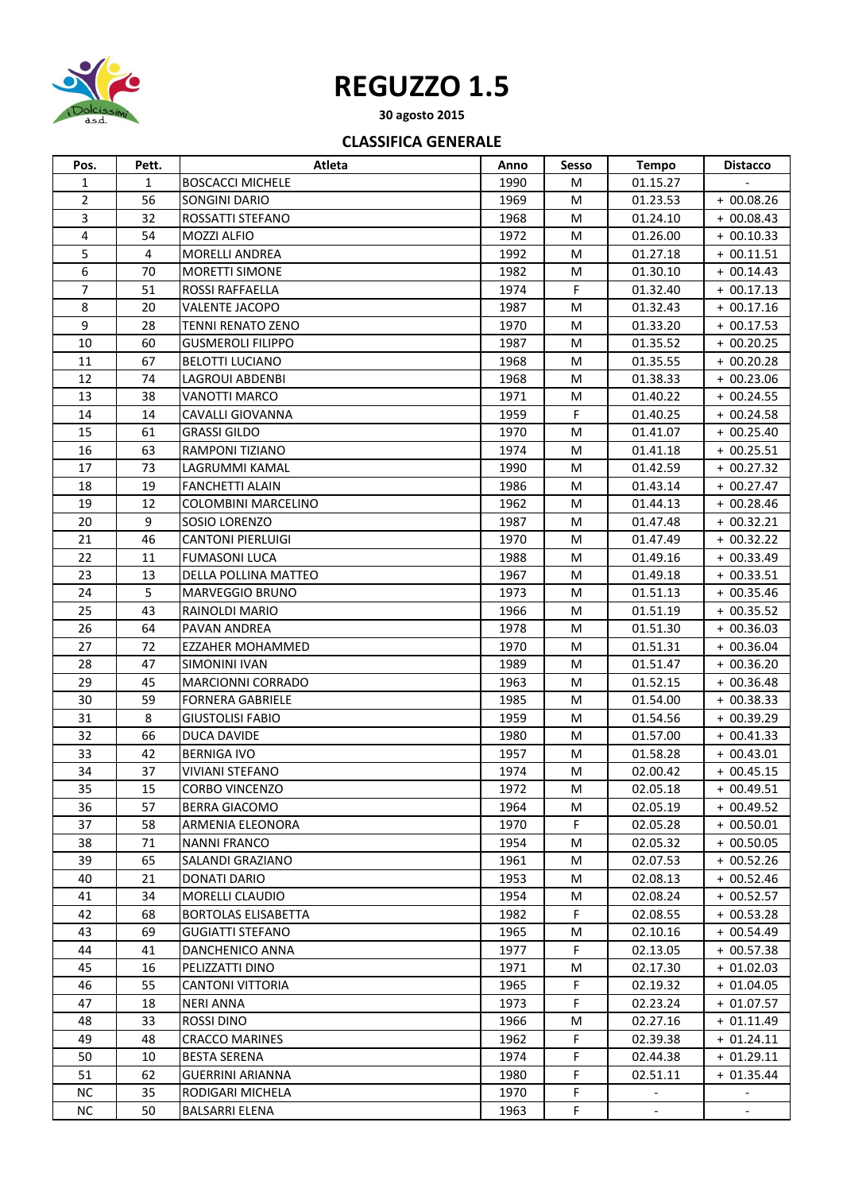# REGUZZO 1.5

**30 agosto 2015**

## CLASSIFICA GENERALE

| Pos. | Pett. | Atleta | Anno | Sesso | Tempo | Distacco |
|---|---|---|---|---|---|---|
| 1 | 1 | BOSCACCI MICHELE | 1990 | M | 01.15.27 | - |
| 2 | 56 | SONGINI DARIO | 1969 | M | 01.23.53 | + 00.08.26 |
| 3 | 32 | ROSSATTI STEFANO | 1968 | M | 01.24.10 | + 00.08.43 |
| 4 | 54 | MOZZI ALFIO | 1972 | M | 01.26.00 | + 00.10.33 |
| 5 | 4 | MORELLI ANDREA | 1992 | M | 01.27.18 | + 00.11.51 |
| 6 | 70 | MORETTI SIMONE | 1982 | M | 01.30.10 | + 00.14.43 |
| 7 | 51 | ROSSI RAFFAELLA | 1974 | F | 01.32.40 | + 00.17.13 |
| 8 | 20 | VALENTE JACOPO | 1987 | M | 01.32.43 | + 00.17.16 |
| 9 | 28 | TENNI RENATO ZENO | 1970 | M | 01.33.20 | + 00.17.53 |
| 10 | 60 | GUSMEROLI FILIPPO | 1987 | M | 01.35.52 | + 00.20.25 |
| 11 | 67 | BELOTTI LUCIANO | 1968 | M | 01.35.55 | + 00.20.28 |
| 12 | 74 | LAGROUI ABDENBI | 1968 | M | 01.38.33 | + 00.23.06 |
| 13 | 38 | VANOTTI MARCO | 1971 | M | 01.40.22 | + 00.24.55 |
| 14 | 14 | CAVALLI GIOVANNA | 1959 | F | 01.40.25 | + 00.24.58 |
| 15 | 61 | GRASSI GILDO | 1970 | M | 01.41.07 | + 00.25.40 |
| 16 | 63 | RAMPONI TIZIANO | 1974 | M | 01.41.18 | + 00.25.51 |
| 17 | 73 | LAGRUMMI KAMAL | 1990 | M | 01.42.59 | + 00.27.32 |
| 18 | 19 | FANCHETTI ALAIN | 1986 | M | 01.43.14 | + 00.27.47 |
| 19 | 12 | COLOMBINI MARCELINO | 1962 | M | 01.44.13 | + 00.28.46 |
| 20 | 9 | SOSIO LORENZO | 1987 | M | 01.47.48 | + 00.32.21 |
| 21 | 46 | CANTONI PIERLUIGI | 1970 | M | 01.47.49 | + 00.32.22 |
| 22 | 11 | FUMASONI LUCA | 1988 | M | 01.49.16 | + 00.33.49 |
| 23 | 13 | DELLA POLLINA MATTEO | 1967 | M | 01.49.18 | + 00.33.51 |
| 24 | 5 | MARVEGGIO BRUNO | 1973 | M | 01.51.13 | + 00.35.46 |
| 25 | 43 | RAINOLDI MARIO | 1966 | M | 01.51.19 | + 00.35.52 |
| 26 | 64 | PAVAN ANDREA | 1978 | M | 01.51.30 | + 00.36.03 |
| 27 | 72 | EZZAHER MOHAMMED | 1970 | M | 01.51.31 | + 00.36.04 |
| 28 | 47 | SIMONINI IVAN | 1989 | M | 01.51.47 | + 00.36.20 |
| 29 | 45 | MARCIONNI CORRADO | 1963 | M | 01.52.15 | + 00.36.48 |
| 30 | 59 | FORNERA GABRIELE | 1985 | M | 01.54.00 | + 00.38.33 |
| 31 | 8 | GIUSTOLISI FABIO | 1959 | M | 01.54.56 | + 00.39.29 |
| 32 | 66 | DUCA DAVIDE | 1980 | M | 01.57.00 | + 00.41.33 |
| 33 | 42 | BERNIGA IVO | 1957 | M | 01.58.28 | + 00.43.01 |
| 34 | 37 | VIVIANI STEFANO | 1974 | M | 02.00.42 | + 00.45.15 |
| 35 | 15 | CORBO VINCENZO | 1972 | M | 02.05.18 | + 00.49.51 |
| 36 | 57 | BERRA GIACOMO | 1964 | M | 02.05.19 | + 00.49.52 |
| 37 | 58 | ARMENIA ELEONORA | 1970 | F | 02.05.28 | + 00.50.01 |
| 38 | 71 | NANNI FRANCO | 1954 | M | 02.05.32 | + 00.50.05 |
| 39 | 65 | SALANDI GRAZIANO | 1961 | M | 02.07.53 | + 00.52.26 |
| 40 | 21 | DONATI DARIO | 1953 | M | 02.08.13 | + 00.52.46 |
| 41 | 34 | MORELLI CLAUDIO | 1954 | M | 02.08.24 | + 00.52.57 |
| 42 | 68 | BORTOLAS ELISABETTA | 1982 | F | 02.08.55 | + 00.53.28 |
| 43 | 69 | GUGIATTI STEFANO | 1965 | M | 02.10.16 | + 00.54.49 |
| 44 | 41 | DANCHENICO ANNA | 1977 | F | 02.13.05 | + 00.57.38 |
| 45 | 16 | PELIZZATTI DINO | 1971 | M | 02.17.30 | + 01.02.03 |
| 46 | 55 | CANTONI VITTORIA | 1965 | F | 02.19.32 | + 01.04.05 |
| 47 | 18 | NERI ANNA | 1973 | F | 02.23.24 | + 01.07.57 |
| 48 | 33 | ROSSI DINO | 1966 | M | 02.27.16 | + 01.11.49 |
| 49 | 48 | CRACCO MARINES | 1962 | F | 02.39.38 | + 01.24.11 |
| 50 | 10 | BESTA SERENA | 1974 | F | 02.44.38 | + 01.29.11 |
| 51 | 62 | GUERRINI ARIANNA | 1980 | F | 02.51.11 | + 01.35.44 |
| NC | 35 | RODIGARI MICHELA | 1970 | F | - | - |
| NC | 50 | BALSARRI ELENA | 1963 | F | - | - |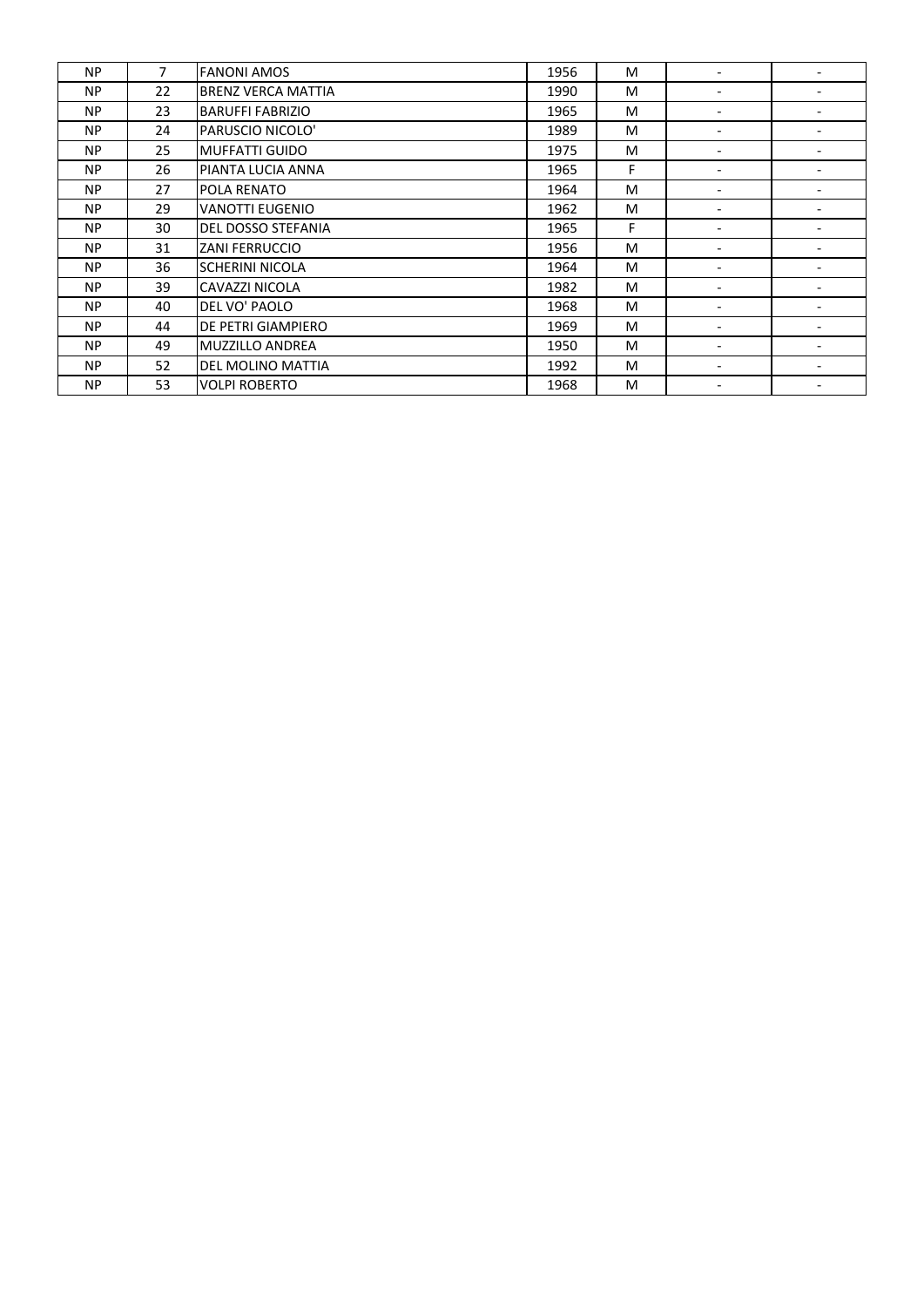| | | | | | | |
|---|---|---|---|---|---|---|
| NP | 7 | FANONI AMOS | 1956 | M | - | - |
| NP | 22 | BRENZ VERCA MATTIA | 1990 | M | - | - |
| NP | 23 | BARUFFI FABRIZIO | 1965 | M | - | - |
| NP | 24 | PARUSCIO NICOLO' | 1989 | M | - | - |
| NP | 25 | MUFFATTI GUIDO | 1975 | M | - | - |
| NP | 26 | PIANTA LUCIA ANNA | 1965 | F | - | - |
| NP | 27 | POLA RENATO | 1964 | M | - | - |
| NP | 29 | VANOTTI EUGENIO | 1962 | M | - | - |
| NP | 30 | DEL DOSSO STEFANIA | 1965 | F | - | - |
| NP | 31 | ZANI FERRUCCIO | 1956 | M | - | - |
| NP | 36 | SCHERINI NICOLA | 1964 | M | - | - |
| NP | 39 | CAVAZZI NICOLA | 1982 | M | - | - |
| NP | 40 | DEL VO' PAOLO | 1968 | M | - | - |
| NP | 44 | DE PETRI GIAMPIERO | 1969 | M | - | - |
| NP | 49 | MUZZILLO ANDREA | 1950 | M | - | - |
| NP | 52 | DEL MOLINO MATTIA | 1992 | M | - | - |
| NP | 53 | VOLPI ROBERTO | 1968 | M | - | - |